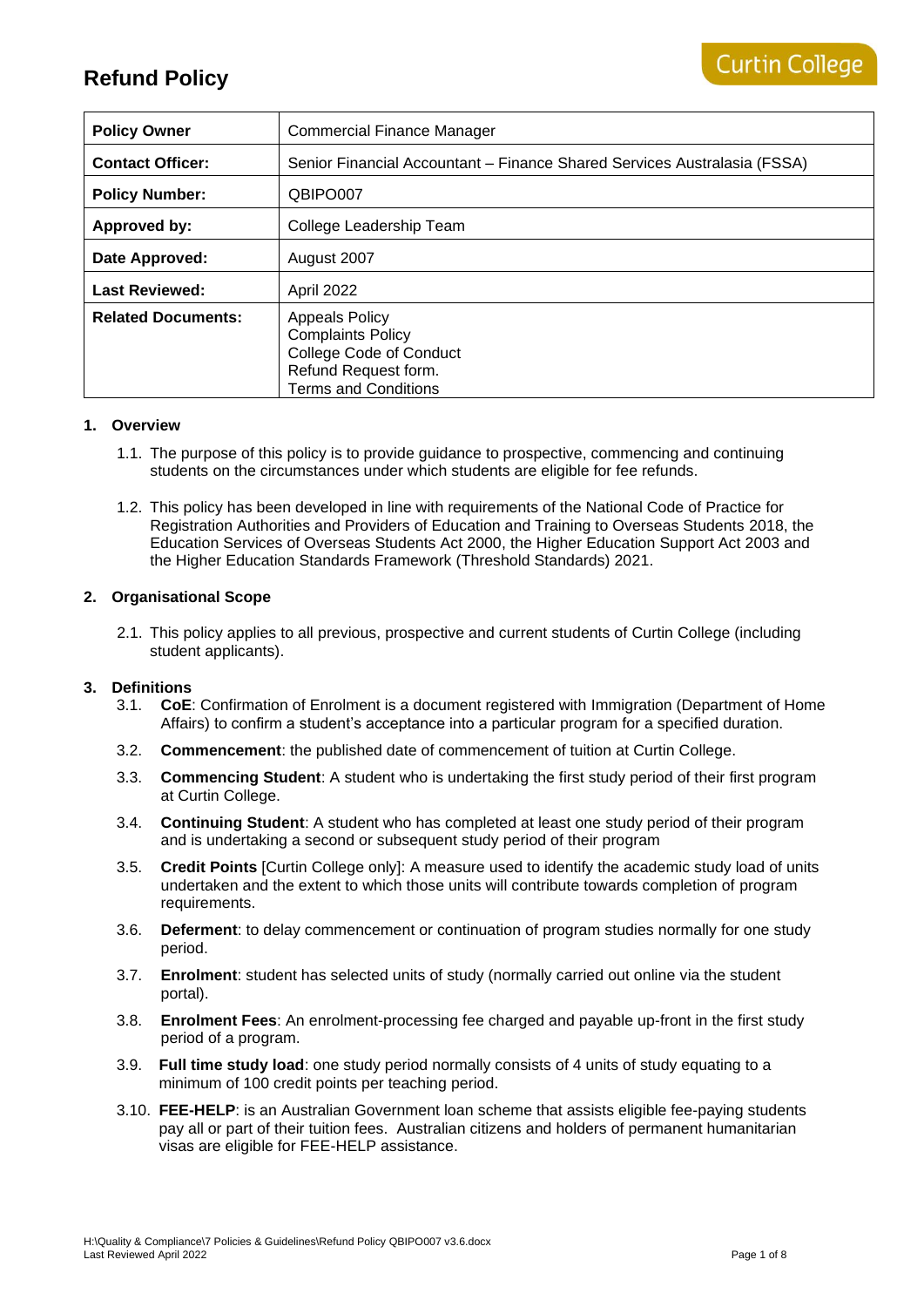# Refund Policy

Curtin College

| Policy Owner | Commercial Finance Manager |
|---|---|
| **Contact Officer:** | Senior Financial Accountant – Finance Shared Services Australasia (FSSA) |
| **Policy Number:** | QBIPO007 |
| **Approved by:** | College Leadership Team |
| **Date Approved:** | August 2007 |
| **Last Reviewed:** | April 2022 |
| **Related Documents:** | Appeals Policy<br>Complaints Policy<br>College Code of Conduct<br>Refund Request form.<br>Terms and Conditions |

## 1. Overview

1.1. The purpose of this policy is to provide guidance to prospective, commencing and continuing students on the circumstances under which students are eligible for fee refunds.

1.2. This policy has been developed in line with requirements of the National Code of Practice for Registration Authorities and Providers of Education and Training to Overseas Students 2018, the Education Services of Overseas Students Act 2000, the Higher Education Support Act 2003 and the Higher Education Standards Framework (Threshold Standards) 2021.

## 2. Organisational Scope

2.1. This policy applies to all previous, prospective and current students of Curtin College (including student applicants).

## 3. Definitions

3.1. **CoE**: Confirmation of Enrolment is a document registered with Immigration (Department of Home Affairs) to confirm a student's acceptance into a particular program for a specified duration.

3.2. **Commencement**: the published date of commencement of tuition at Curtin College.

3.3. **Commencing Student**: A student who is undertaking the first study period of their first program at Curtin College.

3.4. **Continuing Student**: A student who has completed at least one study period of their program and is undertaking a second or subsequent study period of their program

3.5. **Credit Points** [Curtin College only]: A measure used to identify the academic study load of units undertaken and the extent to which those units will contribute towards completion of program requirements.

3.6. **Deferment**: to delay commencement or continuation of program studies normally for one study period.

3.7. **Enrolment**: student has selected units of study (normally carried out online via the student portal).

3.8. **Enrolment Fees**: An enrolment-processing fee charged and payable up-front in the first study period of a program.

3.9. **Full time study load**: one study period normally consists of 4 units of study equating to a minimum of 100 credit points per teaching period.

3.10. **FEE-HELP**: is an Australian Government loan scheme that assists eligible fee-paying students pay all or part of their tuition fees. Australian citizens and holders of permanent humanitarian visas are eligible for FEE-HELP assistance.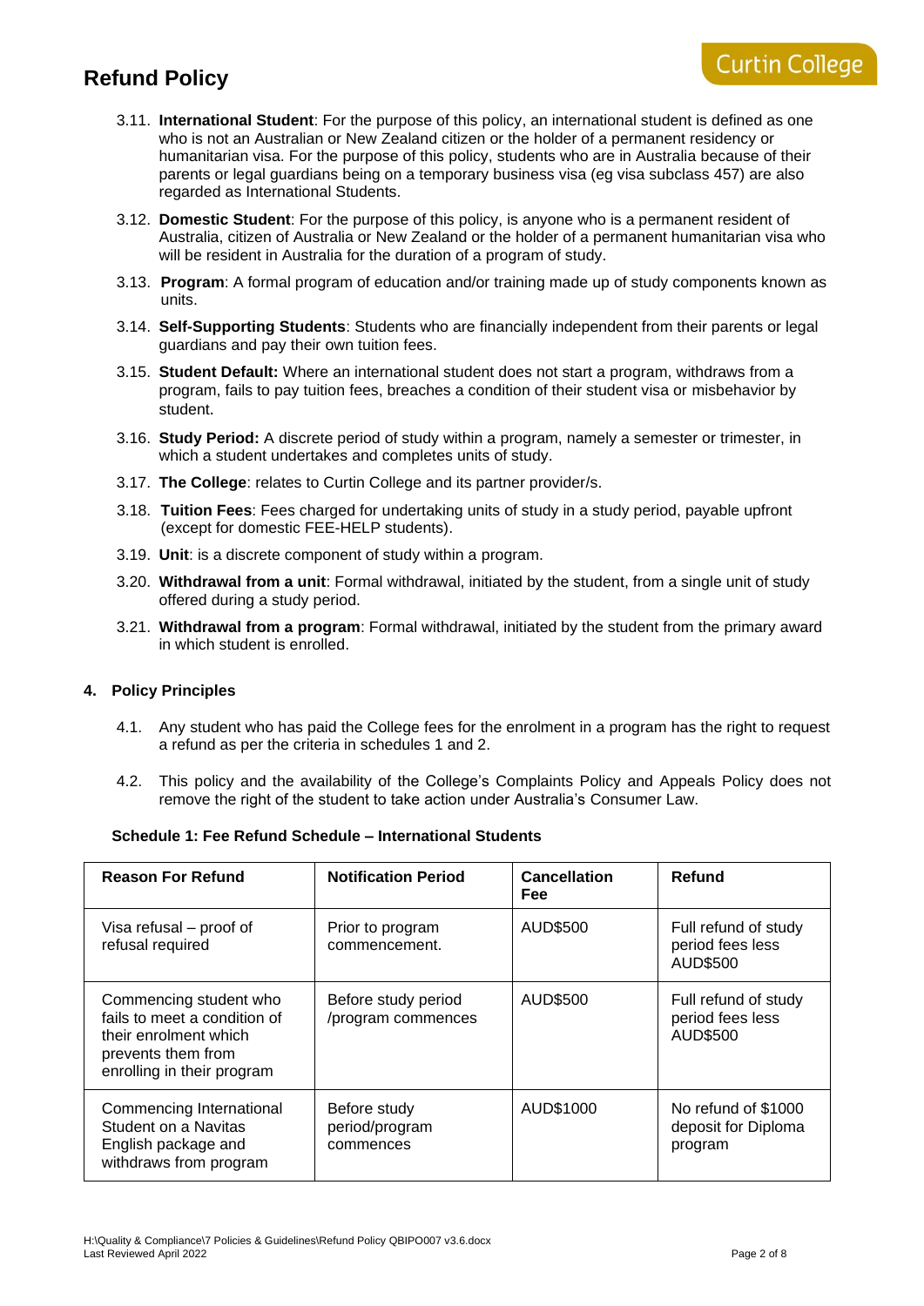3.11. **International Student**: For the purpose of this policy, an international student is defined as one who is not an Australian or New Zealand citizen or the holder of a permanent residency or humanitarian visa. For the purpose of this policy, students who are in Australia because of their parents or legal guardians being on a temporary business visa (eg visa subclass 457) are also regarded as International Students.

3.12. **Domestic Student**: For the purpose of this policy, is anyone who is a permanent resident of Australia, citizen of Australia or New Zealand or the holder of a permanent humanitarian visa who will be resident in Australia for the duration of a program of study.

3.13. **Program**: A formal program of education and/or training made up of study components known as units.

3.14. **Self-Supporting Students**: Students who are financially independent from their parents or legal guardians and pay their own tuition fees.

3.15. **Student Default:** Where an international student does not start a program, withdraws from a program, fails to pay tuition fees, breaches a condition of their student visa or misbehavior by student.

3.16. **Study Period:** A discrete period of study within a program, namely a semester or trimester, in which a student undertakes and completes units of study.

3.17. **The College**: relates to Curtin College and its partner provider/s.

3.18. **Tuition Fees**: Fees charged for undertaking units of study in a study period, payable upfront (except for domestic FEE-HELP students).

3.19. **Unit**: is a discrete component of study within a program.

3.20. **Withdrawal from a unit**: Formal withdrawal, initiated by the student, from a single unit of study offered during a study period.

3.21. **Withdrawal from a program**: Formal withdrawal, initiated by the student from the primary award in which student is enrolled.

## 4. Policy Principles

4.1. Any student who has paid the College fees for the enrolment in a program has the right to request a refund as per the criteria in schedules 1 and 2.

4.2. This policy and the availability of the College's Complaints Policy and Appeals Policy does not remove the right of the student to take action under Australia's Consumer Law.

**Schedule 1: Fee Refund Schedule – International Students**

| Reason For Refund | Notification Period | Cancellation Fee | Refund |
|---|---|---|---|
| Visa refusal – proof of refusal required | Prior to program commencement. | AUD$500 | Full refund of study period fees less AUD$500 |
| Commencing student who fails to meet a condition of their enrolment which prevents them from enrolling in their program | Before study period /program commences | AUD$500 | Full refund of study period fees less AUD$500 |
| Commencing International Student on a Navitas English package and withdraws from program | Before study period/program commences | AUD$1000 | No refund of $1000 deposit for Diploma program |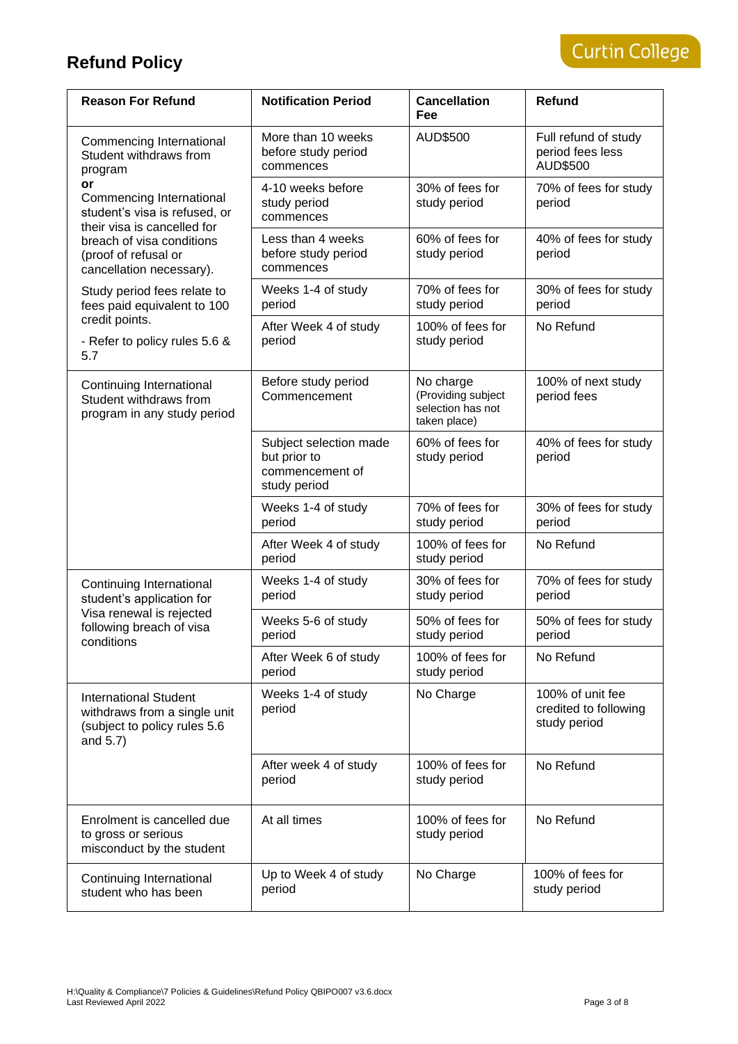## Refund Policy

Curtin College

| Reason For Refund | Notification Period | Cancellation Fee | Refund |
|---|---|---|---|
| Commencing International Student withdraws from program **or** Commencing International student's visa is refused, or their visa is cancelled for breach of visa conditions (proof of refusal or cancellation necessary). Study period fees relate to fees paid equivalent to 100 credit points. - Refer to policy rules 5.6 & 5.7 | More than 10 weeks before study period commences | AUD$500 | Full refund of study period fees less AUD$500 |
| | 4-10 weeks before study period commences | 30% of fees for study period | 70% of fees for study period |
| | Less than 4 weeks before study period commences | 60% of fees for study period | 40% of fees for study period |
| | Weeks 1-4 of study period | 70% of fees for study period | 30% of fees for study period |
| | After Week 4 of study period | 100% of fees for study period | No Refund |
| Continuing International Student withdraws from program in any study period | Before study period Commencement | No charge (Providing subject selection has not taken place) | 100% of next study period fees |
| | Subject selection made but prior to commencement of study period | 60% of fees for study period | 40% of fees for study period |
| | Weeks 1-4 of study period | 70% of fees for study period | 30% of fees for study period |
| | After Week 4 of study period | 100% of fees for study period | No Refund |
| Continuing International student's application for Visa renewal is rejected following breach of visa conditions | Weeks 1-4 of study period | 30% of fees for study period | 70% of fees for study period |
| | Weeks 5-6 of study period | 50% of fees for study period | 50% of fees for study period |
| | After Week 6 of study period | 100% of fees for study period | No Refund |
| International Student withdraws from a single unit (subject to policy rules 5.6 and 5.7) | Weeks 1-4 of study period | No Charge | 100% of unit fee credited to following study period |
| | After week 4 of study period | 100% of fees for study period | No Refund |
| Enrolment is cancelled due to gross or serious misconduct by the student | At all times | 100% of fees for study period | No Refund |
| Continuing International student who has been | Up to Week 4 of study period | No Charge | 100% of fees for study period |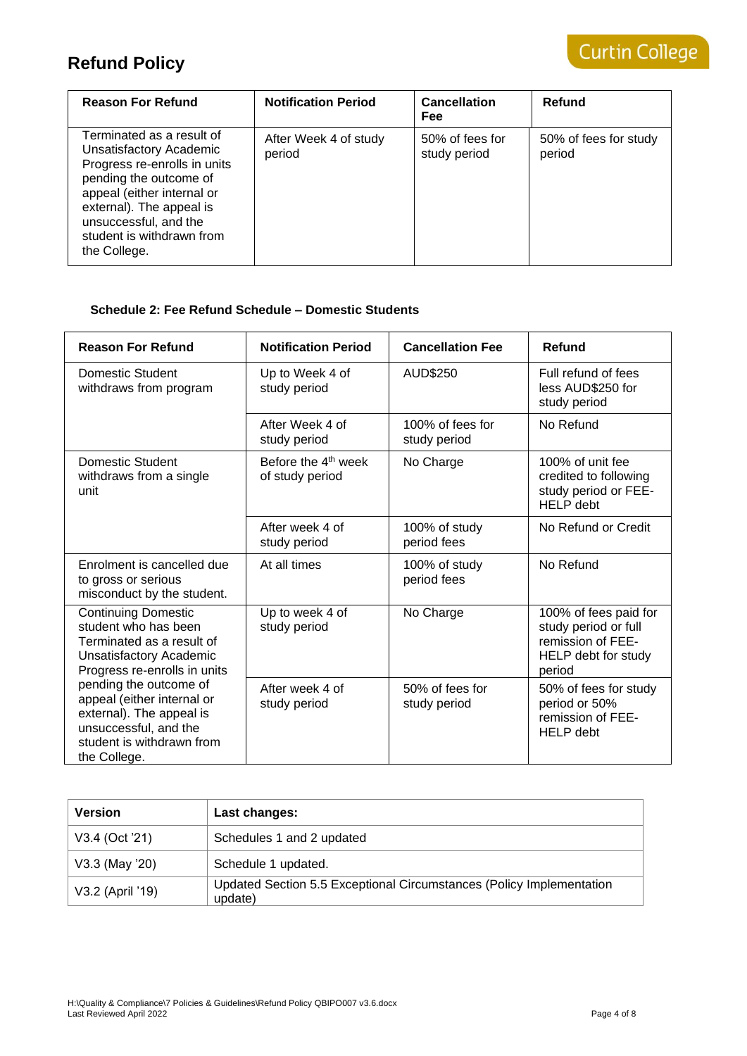# Refund Policy

| Reason For Refund | Notification Period | Cancellation Fee | Refund |
|---|---|---|---|
| Terminated as a result of Unsatisfactory Academic Progress re-enrolls in units pending the outcome of appeal (either internal or external). The appeal is unsuccessful, and the student is withdrawn from the College. | After Week 4 of study period | 50% of fees for study period | 50% of fees for study period |

### Schedule 2: Fee Refund Schedule – Domestic Students

| Reason For Refund | Notification Period | Cancellation Fee | Refund |
|---|---|---|---|
| Domestic Student withdraws from program | Up to Week 4 of study period | AUD$250 | Full refund of fees less AUD$250 for study period |
| | After Week 4 of study period | 100% of fees for study period | No Refund |
| Domestic Student withdraws from a single unit | Before the 4th week of study period | No Charge | 100% of unit fee credited to following study period or FEE-HELP debt |
| | After week 4 of study period | 100% of study period fees | No Refund or Credit |
| Enrolment is cancelled due to gross or serious misconduct by the student. | At all times | 100% of study period fees | No Refund |
| Continuing Domestic student who has been Terminated as a result of Unsatisfactory Academic Progress re-enrolls in units pending the outcome of appeal (either internal or external). The appeal is unsuccessful, and the student is withdrawn from the College. | Up to week 4 of study period | No Charge | 100% of fees paid for study period or full remission of FEE-HELP debt for study period |
| | After week 4 of study period | 50% of fees for study period | 50% of fees for study period or 50% remission of FEE-HELP debt |

| Version | Last changes: |
|---|---|
| V3.4 (Oct '21) | Schedules 1 and 2 updated |
| V3.3 (May '20) | Schedule 1 updated. |
| V3.2 (April '19) | Updated Section 5.5 Exceptional Circumstances (Policy Implementation update) |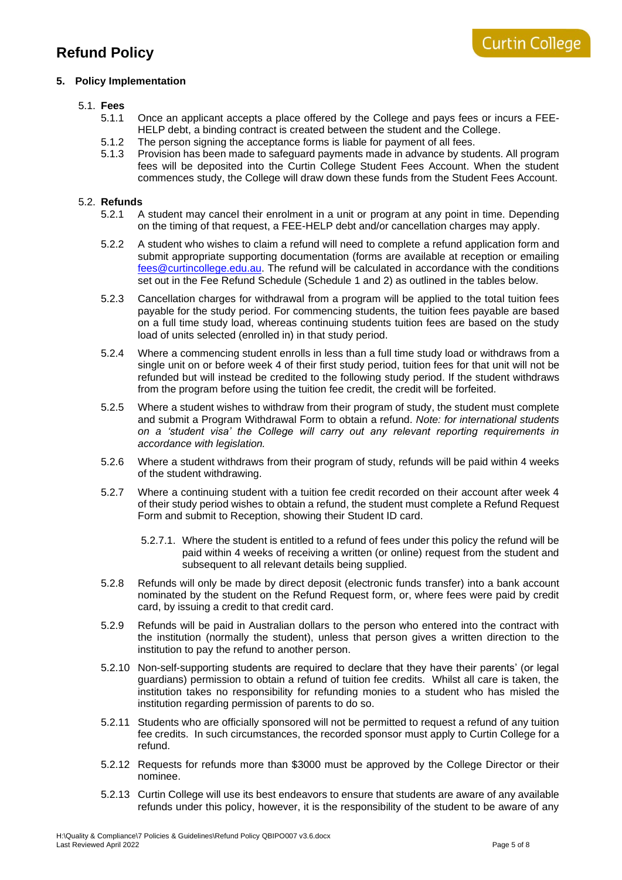## 5. Policy Implementation

### 5.1. Fees

5.1.1 Once an applicant accepts a place offered by the College and pays fees or incurs a FEE-HELP debt, a binding contract is created between the student and the College.

5.1.2 The person signing the acceptance forms is liable for payment of all fees.

5.1.3 Provision has been made to safeguard payments made in advance by students. All program fees will be deposited into the Curtin College Student Fees Account. When the student commences study, the College will draw down these funds from the Student Fees Account.

### 5.2. Refunds

5.2.1 A student may cancel their enrolment in a unit or program at any point in time. Depending on the timing of that request, a FEE-HELP debt and/or cancellation charges may apply.

5.2.2 A student who wishes to claim a refund will need to complete a refund application form and submit appropriate supporting documentation (forms are available at reception or emailing fees@curtincollege.edu.au. The refund will be calculated in accordance with the conditions set out in the Fee Refund Schedule (Schedule 1 and 2) as outlined in the tables below.

5.2.3 Cancellation charges for withdrawal from a program will be applied to the total tuition fees payable for the study period. For commencing students, the tuition fees payable are based on a full time study load, whereas continuing students tuition fees are based on the study load of units selected (enrolled in) in that study period.

5.2.4 Where a commencing student enrolls in less than a full time study load or withdraws from a single unit on or before week 4 of their first study period, tuition fees for that unit will not be refunded but will instead be credited to the following study period. If the student withdraws from the program before using the tuition fee credit, the credit will be forfeited.

5.2.5 Where a student wishes to withdraw from their program of study, the student must complete and submit a Program Withdrawal Form to obtain a refund. *Note: for international students on a 'student visa' the College will carry out any relevant reporting requirements in accordance with legislation.*

5.2.6 Where a student withdraws from their program of study, refunds will be paid within 4 weeks of the student withdrawing.

5.2.7 Where a continuing student with a tuition fee credit recorded on their account after week 4 of their study period wishes to obtain a refund, the student must complete a Refund Request Form and submit to Reception, showing their Student ID card.

5.2.7.1. Where the student is entitled to a refund of fees under this policy the refund will be paid within 4 weeks of receiving a written (or online) request from the student and subsequent to all relevant details being supplied.

5.2.8 Refunds will only be made by direct deposit (electronic funds transfer) into a bank account nominated by the student on the Refund Request form, or, where fees were paid by credit card, by issuing a credit to that credit card.

5.2.9 Refunds will be paid in Australian dollars to the person who entered into the contract with the institution (normally the student), unless that person gives a written direction to the institution to pay the refund to another person.

5.2.10 Non-self-supporting students are required to declare that they have their parents' (or legal guardians) permission to obtain a refund of tuition fee credits. Whilst all care is taken, the institution takes no responsibility for refunding monies to a student who has misled the institution regarding permission of parents to do so.

5.2.11 Students who are officially sponsored will not be permitted to request a refund of any tuition fee credits. In such circumstances, the recorded sponsor must apply to Curtin College for a refund.

5.2.12 Requests for refunds more than $3000 must be approved by the College Director or their nominee.

5.2.13 Curtin College will use its best endeavors to ensure that students are aware of any available refunds under this policy, however, it is the responsibility of the student to be aware of any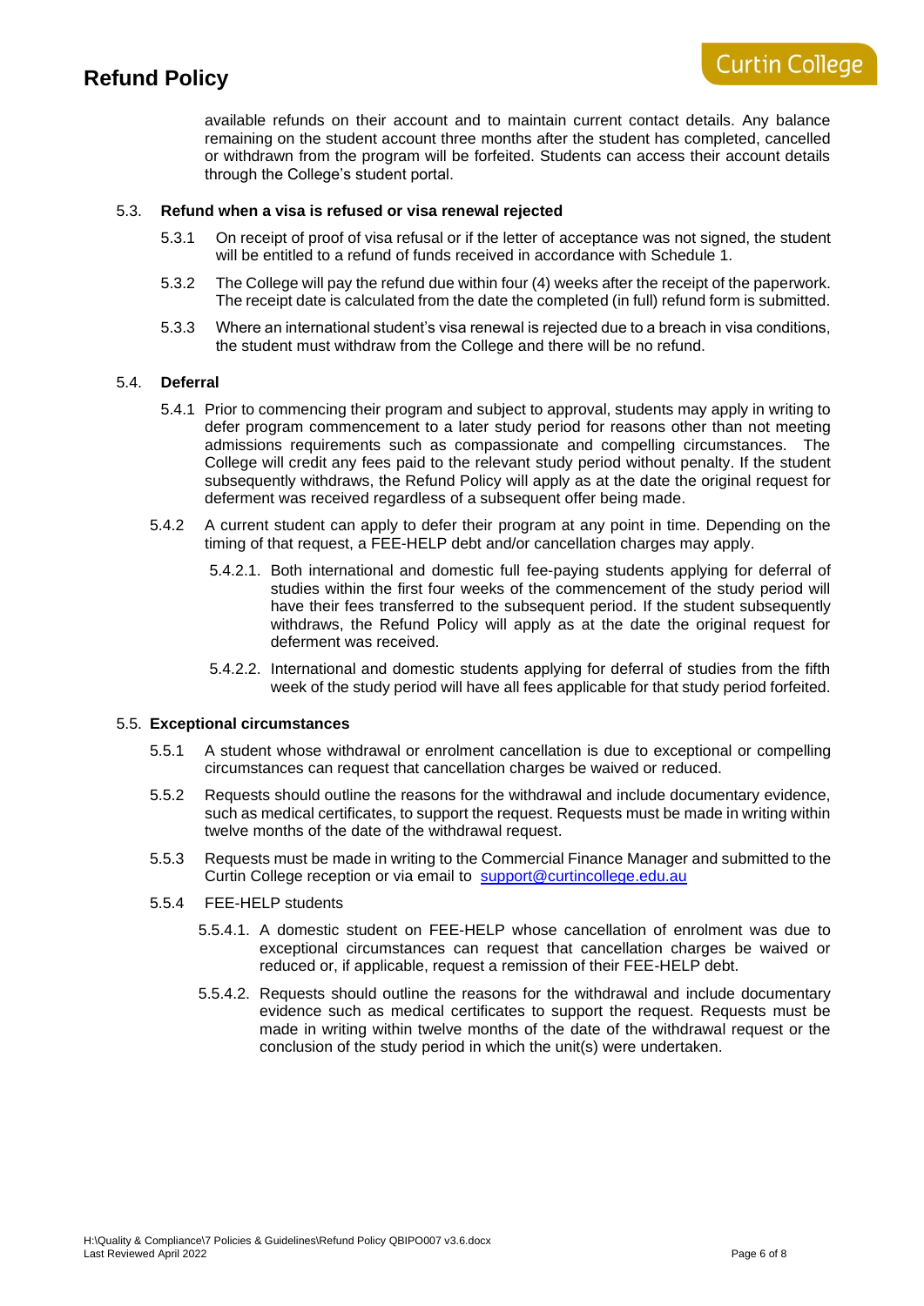available refunds on their account and to maintain current contact details. Any balance remaining on the student account three months after the student has completed, cancelled or withdrawn from the program will be forfeited. Students can access their account details through the College's student portal.

### 5.3. Refund when a visa is refused or visa renewal rejected

5.3.1 On receipt of proof of visa refusal or if the letter of acceptance was not signed, the student will be entitled to a refund of funds received in accordance with Schedule 1.

5.3.2 The College will pay the refund due within four (4) weeks after the receipt of the paperwork. The receipt date is calculated from the date the completed (in full) refund form is submitted.

5.3.3 Where an international student's visa renewal is rejected due to a breach in visa conditions, the student must withdraw from the College and there will be no refund.

### 5.4. Deferral

5.4.1 Prior to commencing their program and subject to approval, students may apply in writing to defer program commencement to a later study period for reasons other than not meeting admissions requirements such as compassionate and compelling circumstances. The College will credit any fees paid to the relevant study period without penalty. If the student subsequently withdraws, the Refund Policy will apply as at the date the original request for deferment was received regardless of a subsequent offer being made.

5.4.2 A current student can apply to defer their program at any point in time. Depending on the timing of that request, a FEE-HELP debt and/or cancellation charges may apply.

5.4.2.1. Both international and domestic full fee-paying students applying for deferral of studies within the first four weeks of the commencement of the study period will have their fees transferred to the subsequent period. If the student subsequently withdraws, the Refund Policy will apply as at the date the original request for deferment was received.

5.4.2.2. International and domestic students applying for deferral of studies from the fifth week of the study period will have all fees applicable for that study period forfeited.

### 5.5. Exceptional circumstances

5.5.1 A student whose withdrawal or enrolment cancellation is due to exceptional or compelling circumstances can request that cancellation charges be waived or reduced.

5.5.2 Requests should outline the reasons for the withdrawal and include documentary evidence, such as medical certificates, to support the request. Requests must be made in writing within twelve months of the date of the withdrawal request.

5.5.3 Requests must be made in writing to the Commercial Finance Manager and submitted to the Curtin College reception or via email to support@curtincollege.edu.au

5.5.4 FEE-HELP students

5.5.4.1. A domestic student on FEE-HELP whose cancellation of enrolment was due to exceptional circumstances can request that cancellation charges be waived or reduced or, if applicable, request a remission of their FEE-HELP debt.

5.5.4.2. Requests should outline the reasons for the withdrawal and include documentary evidence such as medical certificates to support the request. Requests must be made in writing within twelve months of the date of the withdrawal request or the conclusion of the study period in which the unit(s) were undertaken.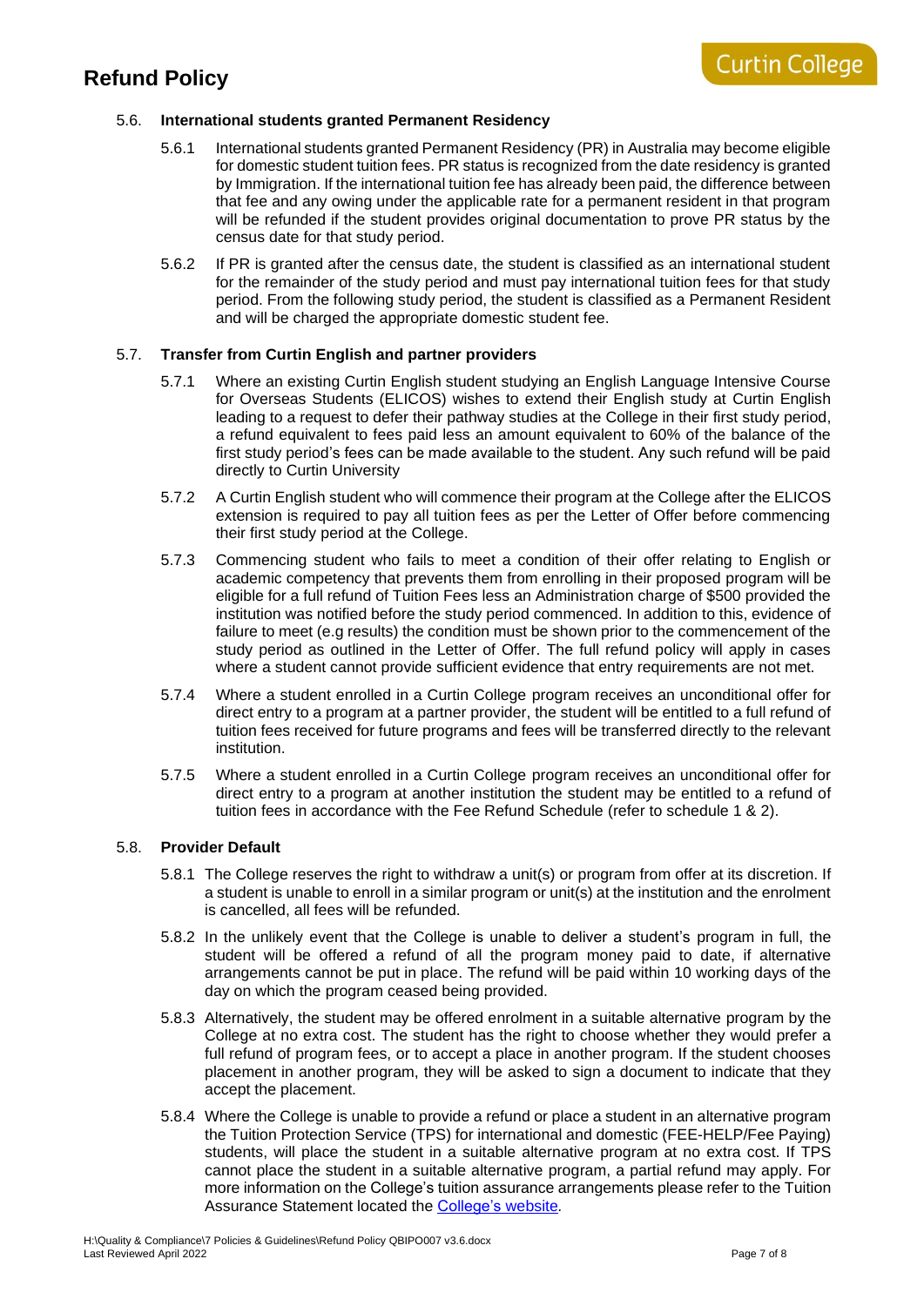### 5.6. International students granted Permanent Residency

5.6.1 International students granted Permanent Residency (PR) in Australia may become eligible for domestic student tuition fees. PR status is recognized from the date residency is granted by Immigration. If the international tuition fee has already been paid, the difference between that fee and any owing under the applicable rate for a permanent resident in that program will be refunded if the student provides original documentation to prove PR status by the census date for that study period.

5.6.2 If PR is granted after the census date, the student is classified as an international student for the remainder of the study period and must pay international tuition fees for that study period. From the following study period, the student is classified as a Permanent Resident and will be charged the appropriate domestic student fee.

### 5.7. Transfer from Curtin English and partner providers

5.7.1 Where an existing Curtin English student studying an English Language Intensive Course for Overseas Students (ELICOS) wishes to extend their English study at Curtin English leading to a request to defer their pathway studies at the College in their first study period, a refund equivalent to fees paid less an amount equivalent to 60% of the balance of the first study period's fees can be made available to the student. Any such refund will be paid directly to Curtin University

5.7.2 A Curtin English student who will commence their program at the College after the ELICOS extension is required to pay all tuition fees as per the Letter of Offer before commencing their first study period at the College.

5.7.3 Commencing student who fails to meet a condition of their offer relating to English or academic competency that prevents them from enrolling in their proposed program will be eligible for a full refund of Tuition Fees less an Administration charge of $500 provided the institution was notified before the study period commenced. In addition to this, evidence of failure to meet (e.g results) the condition must be shown prior to the commencement of the study period as outlined in the Letter of Offer. The full refund policy will apply in cases where a student cannot provide sufficient evidence that entry requirements are not met.

5.7.4 Where a student enrolled in a Curtin College program receives an unconditional offer for direct entry to a program at a partner provider, the student will be entitled to a full refund of tuition fees received for future programs and fees will be transferred directly to the relevant institution.

5.7.5 Where a student enrolled in a Curtin College program receives an unconditional offer for direct entry to a program at another institution the student may be entitled to a refund of tuition fees in accordance with the Fee Refund Schedule (refer to schedule 1 & 2).

### 5.8. Provider Default

5.8.1 The College reserves the right to withdraw a unit(s) or program from offer at its discretion. If a student is unable to enroll in a similar program or unit(s) at the institution and the enrolment is cancelled, all fees will be refunded.

5.8.2 In the unlikely event that the College is unable to deliver a student's program in full, the student will be offered a refund of all the program money paid to date, if alternative arrangements cannot be put in place. The refund will be paid within 10 working days of the day on which the program ceased being provided.

5.8.3 Alternatively, the student may be offered enrolment in a suitable alternative program by the College at no extra cost. The student has the right to choose whether they would prefer a full refund of program fees, or to accept a place in another program. If the student chooses placement in another program, they will be asked to sign a document to indicate that they accept the placement.

5.8.4 Where the College is unable to provide a refund or place a student in an alternative program the Tuition Protection Service (TPS) for international and domestic (FEE-HELP/Fee Paying) students, will place the student in a suitable alternative program at no extra cost. If TPS cannot place the student in a suitable alternative program, a partial refund may apply. For more information on the College's tuition assurance arrangements please refer to the Tuition Assurance Statement located the [College's website](College's website).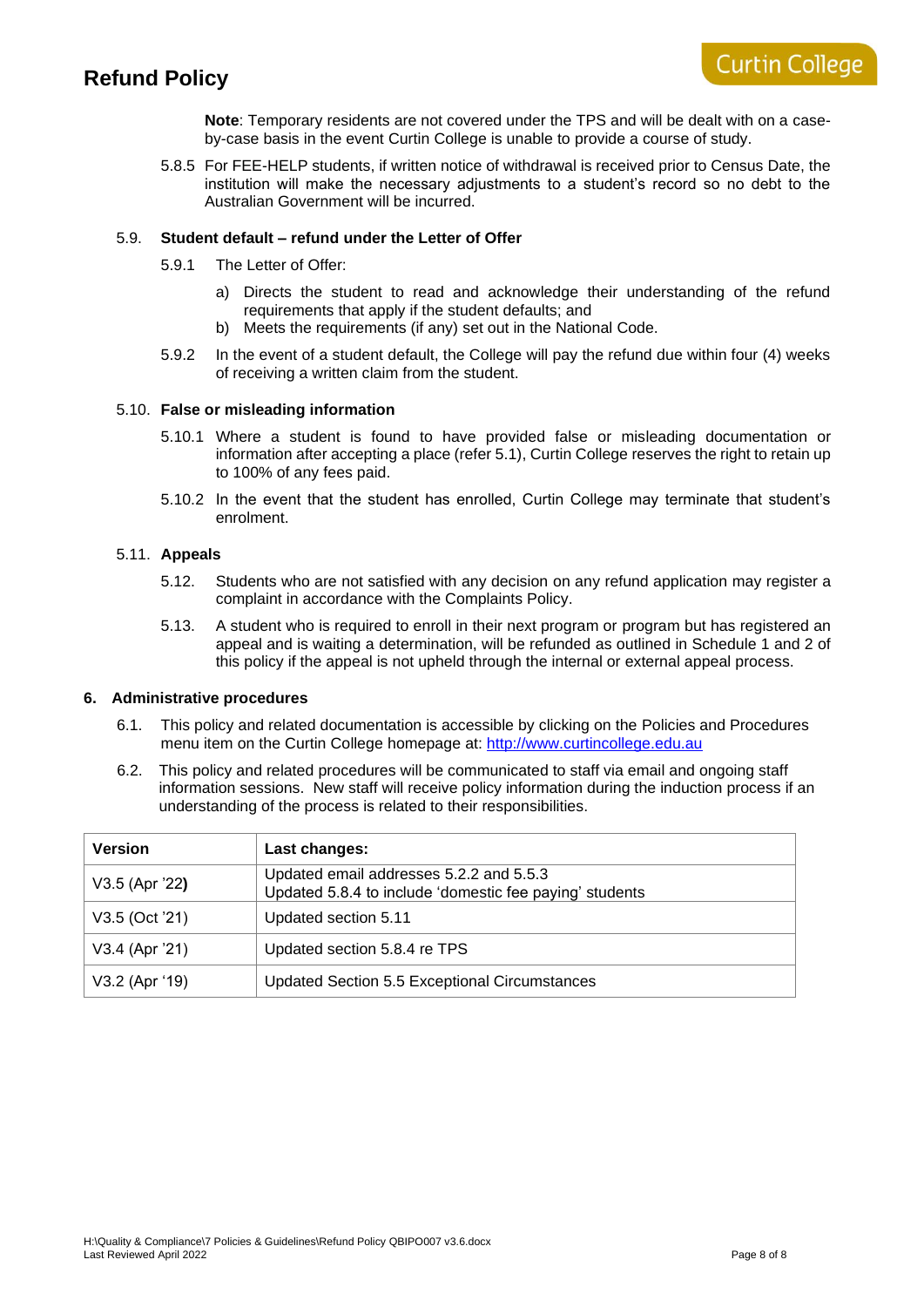**Note**: Temporary residents are not covered under the TPS and will be dealt with on a case-by-case basis in the event Curtin College is unable to provide a course of study.

5.8.5 For FEE-HELP students, if written notice of withdrawal is received prior to Census Date, the institution will make the necessary adjustments to a student's record so no debt to the Australian Government will be incurred.

### 5.9. Student default – refund under the Letter of Offer

5.9.1 The Letter of Offer:

a) Directs the student to read and acknowledge their understanding of the refund requirements that apply if the student defaults; and
b) Meets the requirements (if any) set out in the National Code.

5.9.2 In the event of a student default, the College will pay the refund due within four (4) weeks of receiving a written claim from the student.

### 5.10. False or misleading information

5.10.1 Where a student is found to have provided false or misleading documentation or information after accepting a place (refer 5.1), Curtin College reserves the right to retain up to 100% of any fees paid.

5.10.2 In the event that the student has enrolled, Curtin College may terminate that student's enrolment.

### 5.11. Appeals

5.12. Students who are not satisfied with any decision on any refund application may register a complaint in accordance with the Complaints Policy.

5.13. A student who is required to enroll in their next program or program but has registered an appeal and is waiting a determination, will be refunded as outlined in Schedule 1 and 2 of this policy if the appeal is not upheld through the internal or external appeal process.

## 6. Administrative procedures

6.1. This policy and related documentation is accessible by clicking on the Policies and Procedures menu item on the Curtin College homepage at: http://www.curtincollege.edu.au

6.2. This policy and related procedures will be communicated to staff via email and ongoing staff information sessions. New staff will receive policy information during the induction process if an understanding of the process is related to their responsibilities.

| Version | Last changes: |
|---|---|
| V3.5 (Apr '22) | Updated email addresses 5.2.2 and 5.5.3<br>Updated 5.8.4 to include 'domestic fee paying' students |
| V3.5 (Oct '21) | Updated section 5.11 |
| V3.4 (Apr '21) | Updated section 5.8.4 re TPS |
| V3.2 (Apr '19) | Updated Section 5.5 Exceptional Circumstances |